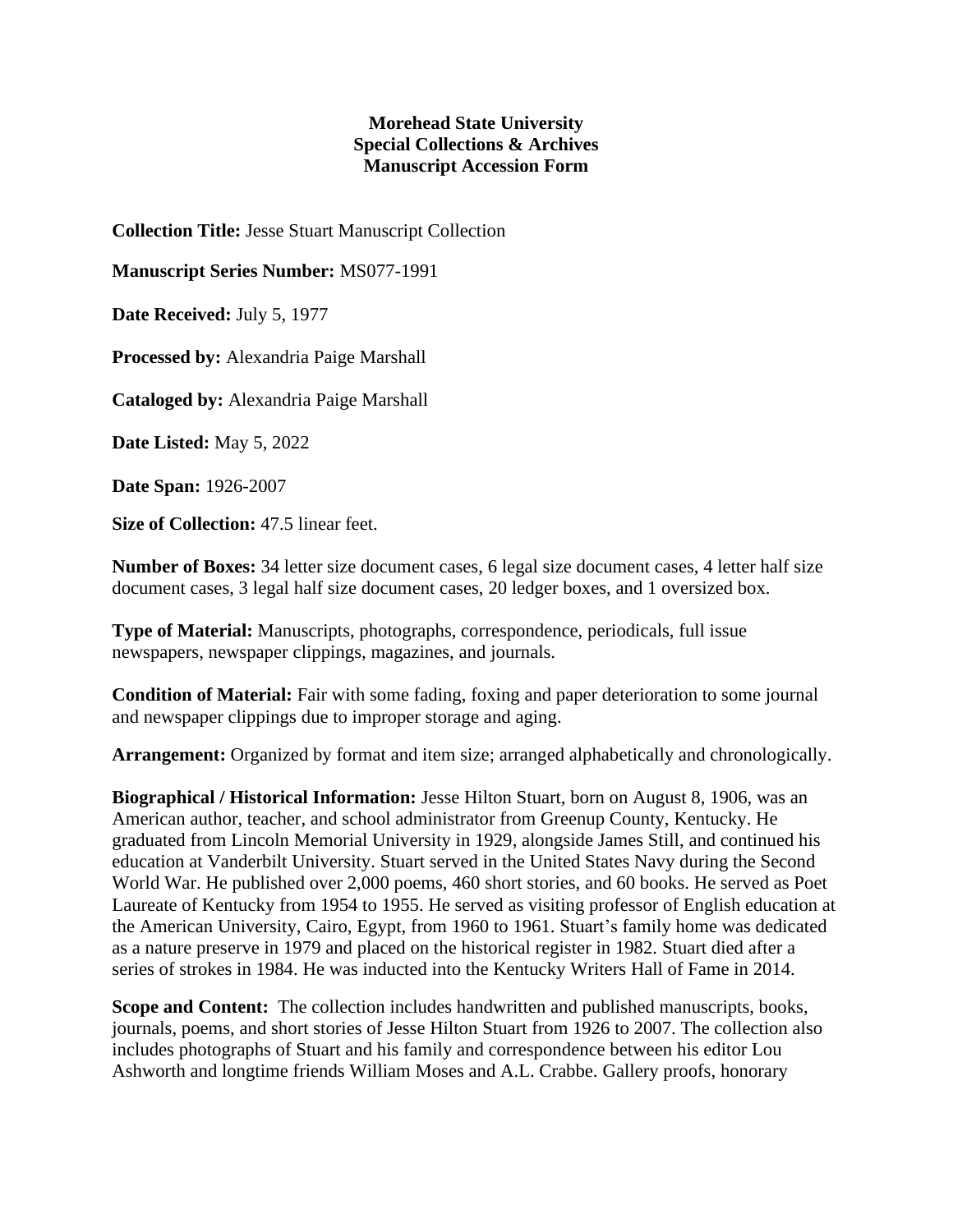**Morehead State University**
**Special Collections & Archives**
**Manuscript Accession Form**

**Collection Title:** Jesse Stuart Manuscript Collection

**Manuscript Series Number:** MS077-1991

**Date Received:** July 5, 1977

**Processed by:** Alexandria Paige Marshall

**Cataloged by:** Alexandria Paige Marshall

**Date Listed:** May 5, 2022

**Date Span:** 1926-2007

**Size of Collection:** 47.5 linear feet.

**Number of Boxes:** 34 letter size document cases, 6 legal size document cases, 4 letter half size document cases, 3 legal half size document cases, 20 ledger boxes, and 1 oversized box.

**Type of Material:** Manuscripts, photographs, correspondence, periodicals, full issue newspapers, newspaper clippings, magazines, and journals.

**Condition of Material:** Fair with some fading, foxing and paper deterioration to some journal and newspaper clippings due to improper storage and aging.

**Arrangement:** Organized by format and item size; arranged alphabetically and chronologically.

**Biographical / Historical Information:** Jesse Hilton Stuart, born on August 8, 1906, was an American author, teacher, and school administrator from Greenup County, Kentucky. He graduated from Lincoln Memorial University in 1929, alongside James Still, and continued his education at Vanderbilt University. Stuart served in the United States Navy during the Second World War. He published over 2,000 poems, 460 short stories, and 60 books. He served as Poet Laureate of Kentucky from 1954 to 1955. He served as visiting professor of English education at the American University, Cairo, Egypt, from 1960 to 1961. Stuart's family home was dedicated as a nature preserve in 1979 and placed on the historical register in 1982. Stuart died after a series of strokes in 1984. He was inducted into the Kentucky Writers Hall of Fame in 2014.

**Scope and Content:** The collection includes handwritten and published manuscripts, books, journals, poems, and short stories of Jesse Hilton Stuart from 1926 to 2007. The collection also includes photographs of Stuart and his family and correspondence between his editor Lou Ashworth and longtime friends William Moses and A.L. Crabbe. Gallery proofs, honorary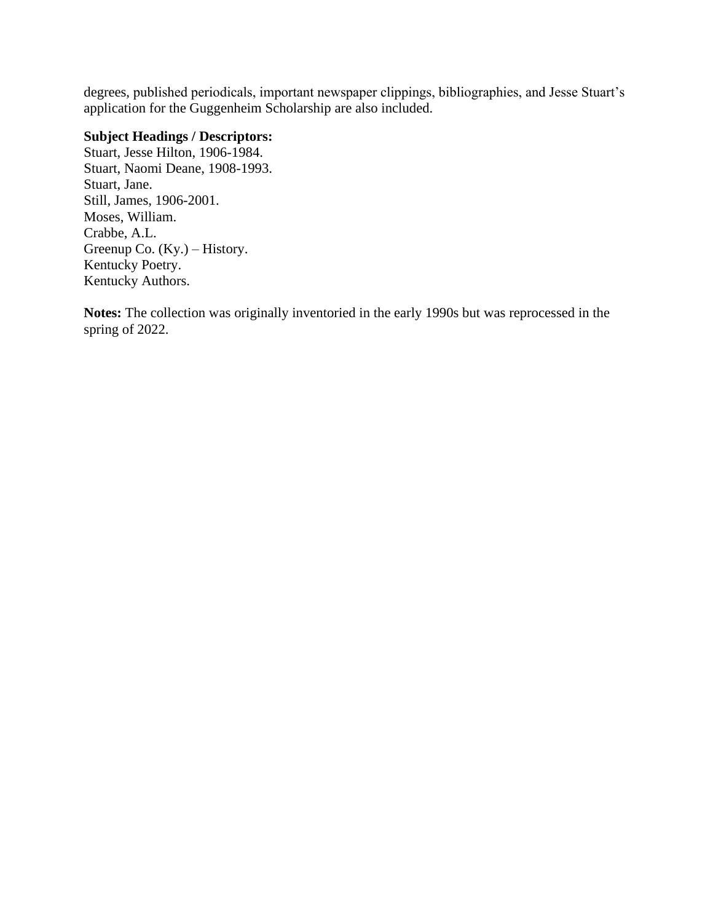degrees, published periodicals, important newspaper clippings, bibliographies, and Jesse Stuart's application for the Guggenheim Scholarship are also included.

**Subject Headings / Descriptors:**
Stuart, Jesse Hilton, 1906-1984.
Stuart, Naomi Deane, 1908-1993.
Stuart, Jane.
Still, James, 1906-2001.
Moses, William.
Crabbe, A.L.
Greenup Co. (Ky.) – History.
Kentucky Poetry.
Kentucky Authors.

**Notes:** The collection was originally inventoried in the early 1990s but was reprocessed in the spring of 2022.